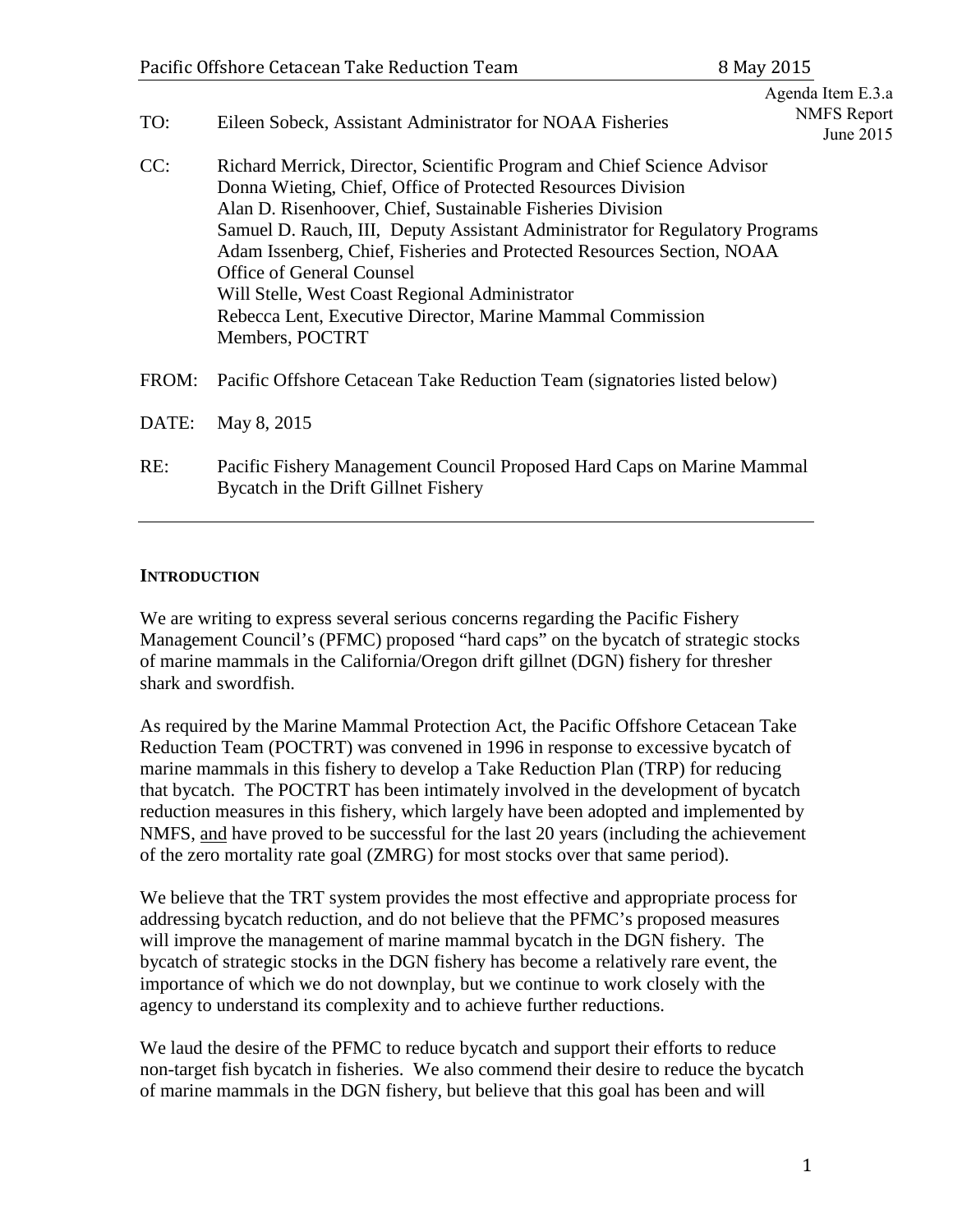Agenda Item E.3.a
NMFS Report
June 2015

TO: Eileen Sobeck, Assistant Administrator for NOAA Fisheries

CC: Richard Merrick, Director, Scientific Program and Chief Science Advisor
Donna Wieting, Chief, Office of Protected Resources Division
Alan D. Risenhoover, Chief, Sustainable Fisheries Division
Samuel D. Rauch, III, Deputy Assistant Administrator for Regulatory Programs
Adam Issenberg, Chief, Fisheries and Protected Resources Section, NOAA Office of General Counsel
Will Stelle, West Coast Regional Administrator
Rebecca Lent, Executive Director, Marine Mammal Commission
Members, POCTRT

FROM: Pacific Offshore Cetacean Take Reduction Team (signatories listed below)

DATE: May 8, 2015

RE: Pacific Fishery Management Council Proposed Hard Caps on Marine Mammal Bycatch in the Drift Gillnet Fishery

---

## INTRODUCTION

We are writing to express several serious concerns regarding the Pacific Fishery Management Council's (PFMC) proposed "hard caps" on the bycatch of strategic stocks of marine mammals in the California/Oregon drift gillnet (DGN) fishery for thresher shark and swordfish.

As required by the Marine Mammal Protection Act, the Pacific Offshore Cetacean Take Reduction Team (POCTRT) was convened in 1996 in response to excessive bycatch of marine mammals in this fishery to develop a Take Reduction Plan (TRP) for reducing that bycatch. The POCTRT has been intimately involved in the development of bycatch reduction measures in this fishery, which largely have been adopted and implemented by NMFS, <u>and</u> have proved to be successful for the last 20 years (including the achievement of the zero mortality rate goal (ZMRG) for most stocks over that same period).

We believe that the TRT system provides the most effective and appropriate process for addressing bycatch reduction, and do not believe that the PFMC's proposed measures will improve the management of marine mammal bycatch in the DGN fishery. The bycatch of strategic stocks in the DGN fishery has become a relatively rare event, the importance of which we do not downplay, but we continue to work closely with the agency to understand its complexity and to achieve further reductions.

We laud the desire of the PFMC to reduce bycatch and support their efforts to reduce non-target fish bycatch in fisheries. We also commend their desire to reduce the bycatch of marine mammals in the DGN fishery, but believe that this goal has been and will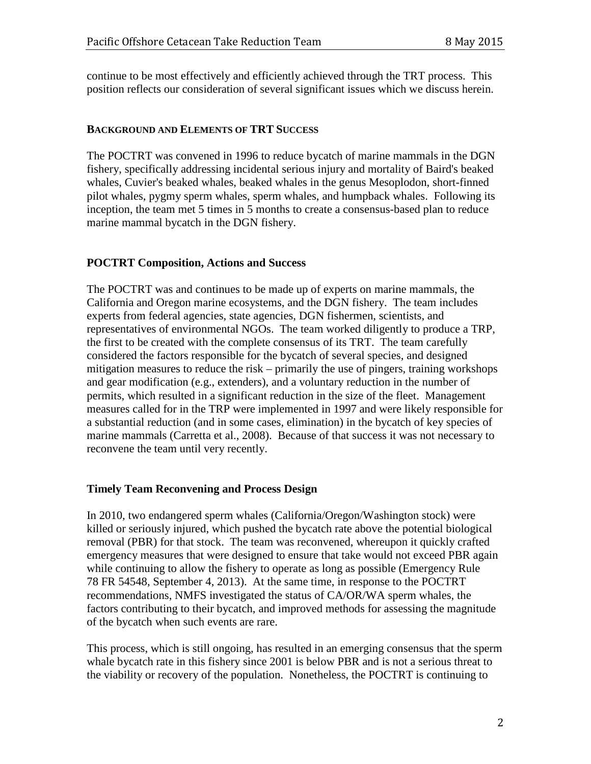continue to be most effectively and efficiently achieved through the TRT process. This position reflects our consideration of several significant issues which we discuss herein.

## BACKGROUND AND ELEMENTS OF TRT SUCCESS

The POCTRT was convened in 1996 to reduce bycatch of marine mammals in the DGN fishery, specifically addressing incidental serious injury and mortality of Baird's beaked whales, Cuvier's beaked whales, beaked whales in the genus Mesoplodon, short-finned pilot whales, pygmy sperm whales, sperm whales, and humpback whales. Following its inception, the team met 5 times in 5 months to create a consensus-based plan to reduce marine mammal bycatch in the DGN fishery.

### POCTRT Composition, Actions and Success

The POCTRT was and continues to be made up of experts on marine mammals, the California and Oregon marine ecosystems, and the DGN fishery. The team includes experts from federal agencies, state agencies, DGN fishermen, scientists, and representatives of environmental NGOs. The team worked diligently to produce a TRP, the first to be created with the complete consensus of its TRT. The team carefully considered the factors responsible for the bycatch of several species, and designed mitigation measures to reduce the risk – primarily the use of pingers, training workshops and gear modification (e.g., extenders), and a voluntary reduction in the number of permits, which resulted in a significant reduction in the size of the fleet. Management measures called for in the TRP were implemented in 1997 and were likely responsible for a substantial reduction (and in some cases, elimination) in the bycatch of key species of marine mammals (Carretta et al., 2008). Because of that success it was not necessary to reconvene the team until very recently.

### Timely Team Reconvening and Process Design

In 2010, two endangered sperm whales (California/Oregon/Washington stock) were killed or seriously injured, which pushed the bycatch rate above the potential biological removal (PBR) for that stock. The team was reconvened, whereupon it quickly crafted emergency measures that were designed to ensure that take would not exceed PBR again while continuing to allow the fishery to operate as long as possible (Emergency Rule 78 FR 54548, September 4, 2013). At the same time, in response to the POCTRT recommendations, NMFS investigated the status of CA/OR/WA sperm whales, the factors contributing to their bycatch, and improved methods for assessing the magnitude of the bycatch when such events are rare.

This process, which is still ongoing, has resulted in an emerging consensus that the sperm whale bycatch rate in this fishery since 2001 is below PBR and is not a serious threat to the viability or recovery of the population. Nonetheless, the POCTRT is continuing to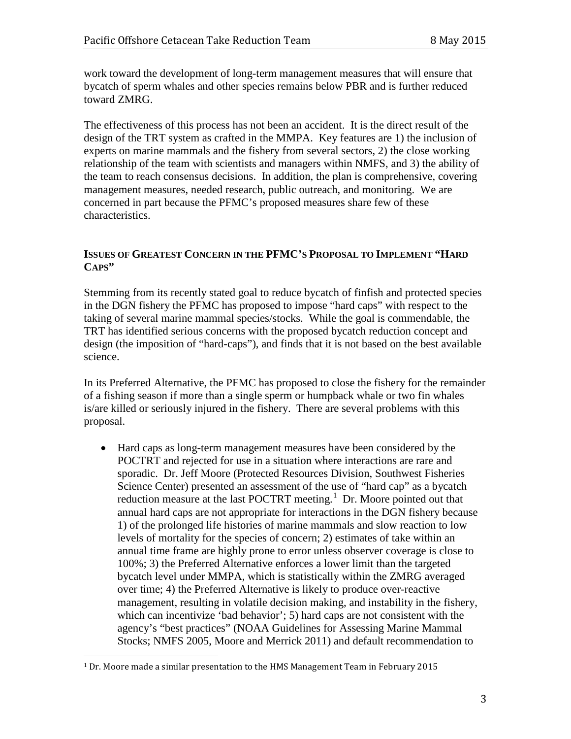work toward the development of long-term management measures that will ensure that bycatch of sperm whales and other species remains below PBR and is further reduced toward ZMRG.

The effectiveness of this process has not been an accident. It is the direct result of the design of the TRT system as crafted in the MMPA. Key features are 1) the inclusion of experts on marine mammals and the fishery from several sectors, 2) the close working relationship of the team with scientists and managers within NMFS, and 3) the ability of the team to reach consensus decisions. In addition, the plan is comprehensive, covering management measures, needed research, public outreach, and monitoring. We are concerned in part because the PFMC's proposed measures share few of these characteristics.

## ISSUES OF GREATEST CONCERN IN THE PFMC'S PROPOSAL TO IMPLEMENT "HARD CAPS"

Stemming from its recently stated goal to reduce bycatch of finfish and protected species in the DGN fishery the PFMC has proposed to impose "hard caps" with respect to the taking of several marine mammal species/stocks. While the goal is commendable, the TRT has identified serious concerns with the proposed bycatch reduction concept and design (the imposition of "hard-caps"), and finds that it is not based on the best available science.

In its Preferred Alternative, the PFMC has proposed to close the fishery for the remainder of a fishing season if more than a single sperm or humpback whale or two fin whales is/are killed or seriously injured in the fishery. There are several problems with this proposal.

- Hard caps as long-term management measures have been considered by the POCTRT and rejected for use in a situation where interactions are rare and sporadic. Dr. Jeff Moore (Protected Resources Division, Southwest Fisheries Science Center) presented an assessment of the use of "hard cap" as a bycatch reduction measure at the last POCTRT meeting.[1] Dr. Moore pointed out that annual hard caps are not appropriate for interactions in the DGN fishery because 1) of the prolonged life histories of marine mammals and slow reaction to low levels of mortality for the species of concern; 2) estimates of take within an annual time frame are highly prone to error unless observer coverage is close to 100%; 3) the Preferred Alternative enforces a lower limit than the targeted bycatch level under MMPA, which is statistically within the ZMRG averaged over time; 4) the Preferred Alternative is likely to produce over-reactive management, resulting in volatile decision making, and instability in the fishery, which can incentivize 'bad behavior'; 5) hard caps are not consistent with the agency's "best practices" (NOAA Guidelines for Assessing Marine Mammal Stocks; NMFS 2005, Moore and Merrick 2011) and default recommendation to

[1] Dr. Moore made a similar presentation to the HMS Management Team in February 2015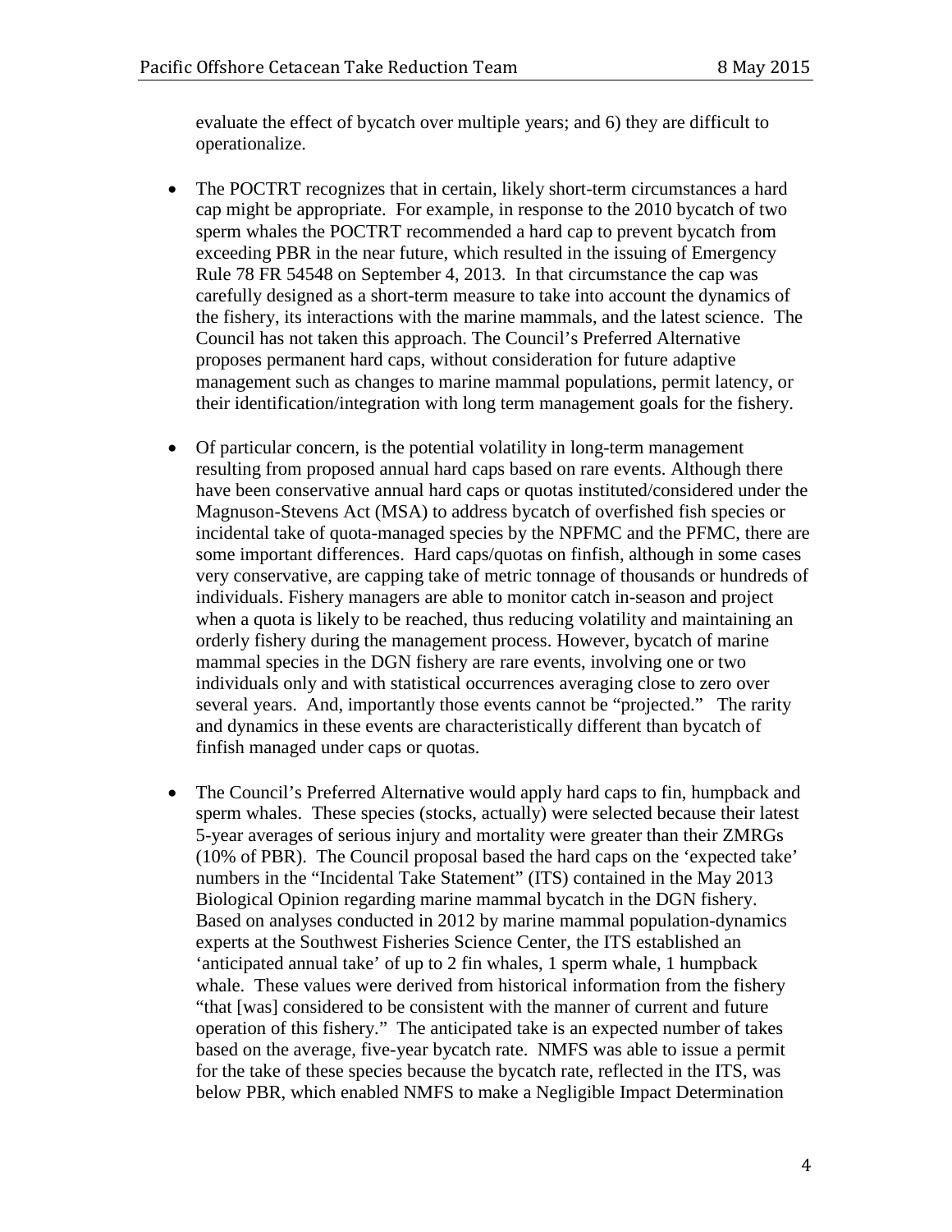evaluate the effect of bycatch over multiple years; and 6) they are difficult to operationalize.

- The POCTRT recognizes that in certain, likely short-term circumstances a hard cap might be appropriate. For example, in response to the 2010 bycatch of two sperm whales the POCTRT recommended a hard cap to prevent bycatch from exceeding PBR in the near future, which resulted in the issuing of Emergency Rule 78 FR 54548 on September 4, 2013. In that circumstance the cap was carefully designed as a short-term measure to take into account the dynamics of the fishery, its interactions with the marine mammals, and the latest science. The Council has not taken this approach. The Council's Preferred Alternative proposes permanent hard caps, without consideration for future adaptive management such as changes to marine mammal populations, permit latency, or their identification/integration with long term management goals for the fishery.

- Of particular concern, is the potential volatility in long-term management resulting from proposed annual hard caps based on rare events. Although there have been conservative annual hard caps or quotas instituted/considered under the Magnuson-Stevens Act (MSA) to address bycatch of overfished fish species or incidental take of quota-managed species by the NPFMC and the PFMC, there are some important differences. Hard caps/quotas on finfish, although in some cases very conservative, are capping take of metric tonnage of thousands or hundreds of individuals. Fishery managers are able to monitor catch in-season and project when a quota is likely to be reached, thus reducing volatility and maintaining an orderly fishery during the management process. However, bycatch of marine mammal species in the DGN fishery are rare events, involving one or two individuals only and with statistical occurrences averaging close to zero over several years. And, importantly those events cannot be "projected." The rarity and dynamics in these events are characteristically different than bycatch of finfish managed under caps or quotas.

- The Council's Preferred Alternative would apply hard caps to fin, humpback and sperm whales. These species (stocks, actually) were selected because their latest 5-year averages of serious injury and mortality were greater than their ZMRGs (10% of PBR). The Council proposal based the hard caps on the 'expected take' numbers in the "Incidental Take Statement" (ITS) contained in the May 2013 Biological Opinion regarding marine mammal bycatch in the DGN fishery. Based on analyses conducted in 2012 by marine mammal population-dynamics experts at the Southwest Fisheries Science Center, the ITS established an 'anticipated annual take' of up to 2 fin whales, 1 sperm whale, 1 humpback whale. These values were derived from historical information from the fishery "that [was] considered to be consistent with the manner of current and future operation of this fishery." The anticipated take is an expected number of takes based on the average, five-year bycatch rate. NMFS was able to issue a permit for the take of these species because the bycatch rate, reflected in the ITS, was below PBR, which enabled NMFS to make a Negligible Impact Determination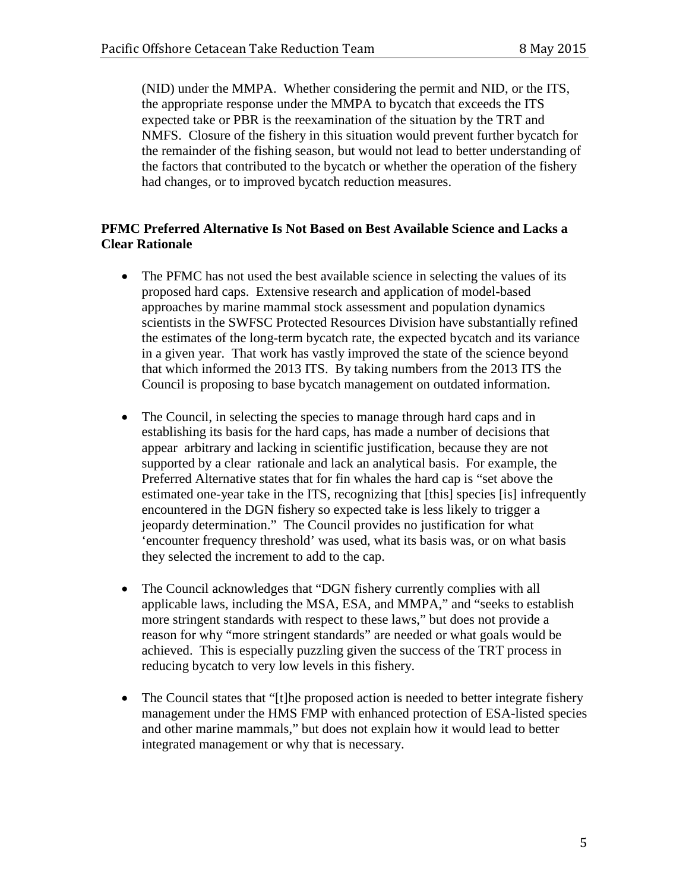(NID) under the MMPA. Whether considering the permit and NID, or the ITS, the appropriate response under the MMPA to bycatch that exceeds the ITS expected take or PBR is the reexamination of the situation by the TRT and NMFS. Closure of the fishery in this situation would prevent further bycatch for the remainder of the fishing season, but would not lead to better understanding of the factors that contributed to the bycatch or whether the operation of the fishery had changes, or to improved bycatch reduction measures.

**PFMC Preferred Alternative Is Not Based on Best Available Science and Lacks a Clear Rationale**

- The PFMC has not used the best available science in selecting the values of its proposed hard caps. Extensive research and application of model-based approaches by marine mammal stock assessment and population dynamics scientists in the SWFSC Protected Resources Division have substantially refined the estimates of the long-term bycatch rate, the expected bycatch and its variance in a given year. That work has vastly improved the state of the science beyond that which informed the 2013 ITS. By taking numbers from the 2013 ITS the Council is proposing to base bycatch management on outdated information.

- The Council, in selecting the species to manage through hard caps and in establishing its basis for the hard caps, has made a number of decisions that appear arbitrary and lacking in scientific justification, because they are not supported by a clear rationale and lack an analytical basis. For example, the Preferred Alternative states that for fin whales the hard cap is "set above the estimated one-year take in the ITS, recognizing that [this] species [is] infrequently encountered in the DGN fishery so expected take is less likely to trigger a jeopardy determination." The Council provides no justification for what 'encounter frequency threshold' was used, what its basis was, or on what basis they selected the increment to add to the cap.

- The Council acknowledges that "DGN fishery currently complies with all applicable laws, including the MSA, ESA, and MMPA," and "seeks to establish more stringent standards with respect to these laws," but does not provide a reason for why "more stringent standards" are needed or what goals would be achieved. This is especially puzzling given the success of the TRT process in reducing bycatch to very low levels in this fishery.

- The Council states that "[t]he proposed action is needed to better integrate fishery management under the HMS FMP with enhanced protection of ESA-listed species and other marine mammals," but does not explain how it would lead to better integrated management or why that is necessary.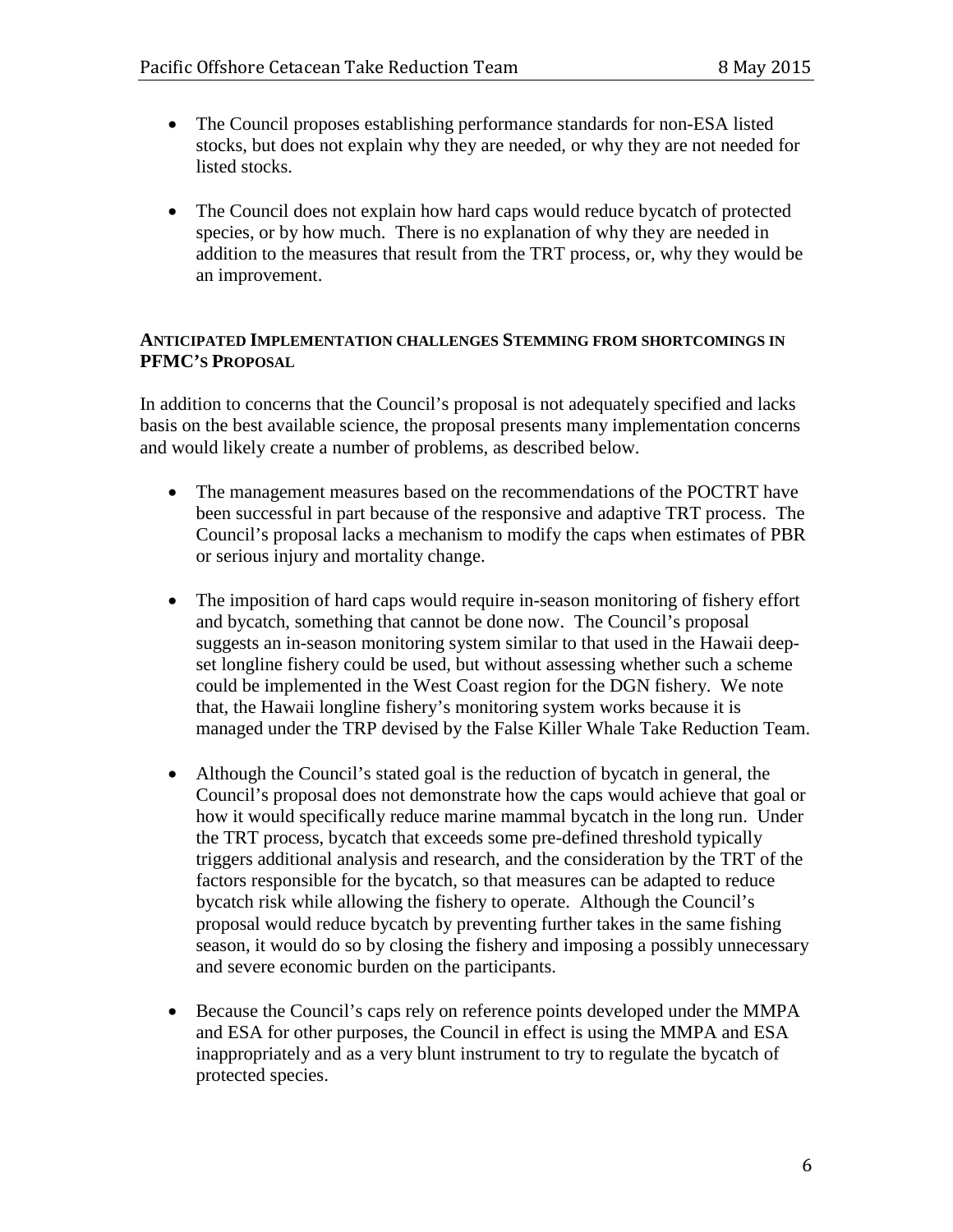- The Council proposes establishing performance standards for non-ESA listed stocks, but does not explain why they are needed, or why they are not needed for listed stocks.

- The Council does not explain how hard caps would reduce bycatch of protected species, or by how much. There is no explanation of why they are needed in addition to the measures that result from the TRT process, or, why they would be an improvement.

**ANTICIPATED IMPLEMENTATION CHALLENGES STEMMING FROM SHORTCOMINGS IN PFMC'S PROPOSAL**

In addition to concerns that the Council's proposal is not adequately specified and lacks basis on the best available science, the proposal presents many implementation concerns and would likely create a number of problems, as described below.

- The management measures based on the recommendations of the POCTRT have been successful in part because of the responsive and adaptive TRT process. The Council's proposal lacks a mechanism to modify the caps when estimates of PBR or serious injury and mortality change.

- The imposition of hard caps would require in-season monitoring of fishery effort and bycatch, something that cannot be done now. The Council's proposal suggests an in-season monitoring system similar to that used in the Hawaii deep-set longline fishery could be used, but without assessing whether such a scheme could be implemented in the West Coast region for the DGN fishery. We note that, the Hawaii longline fishery's monitoring system works because it is managed under the TRP devised by the False Killer Whale Take Reduction Team.

- Although the Council's stated goal is the reduction of bycatch in general, the Council's proposal does not demonstrate how the caps would achieve that goal or how it would specifically reduce marine mammal bycatch in the long run. Under the TRT process, bycatch that exceeds some pre-defined threshold typically triggers additional analysis and research, and the consideration by the TRT of the factors responsible for the bycatch, so that measures can be adapted to reduce bycatch risk while allowing the fishery to operate. Although the Council's proposal would reduce bycatch by preventing further takes in the same fishing season, it would do so by closing the fishery and imposing a possibly unnecessary and severe economic burden on the participants.

- Because the Council's caps rely on reference points developed under the MMPA and ESA for other purposes, the Council in effect is using the MMPA and ESA inappropriately and as a very blunt instrument to try to regulate the bycatch of protected species.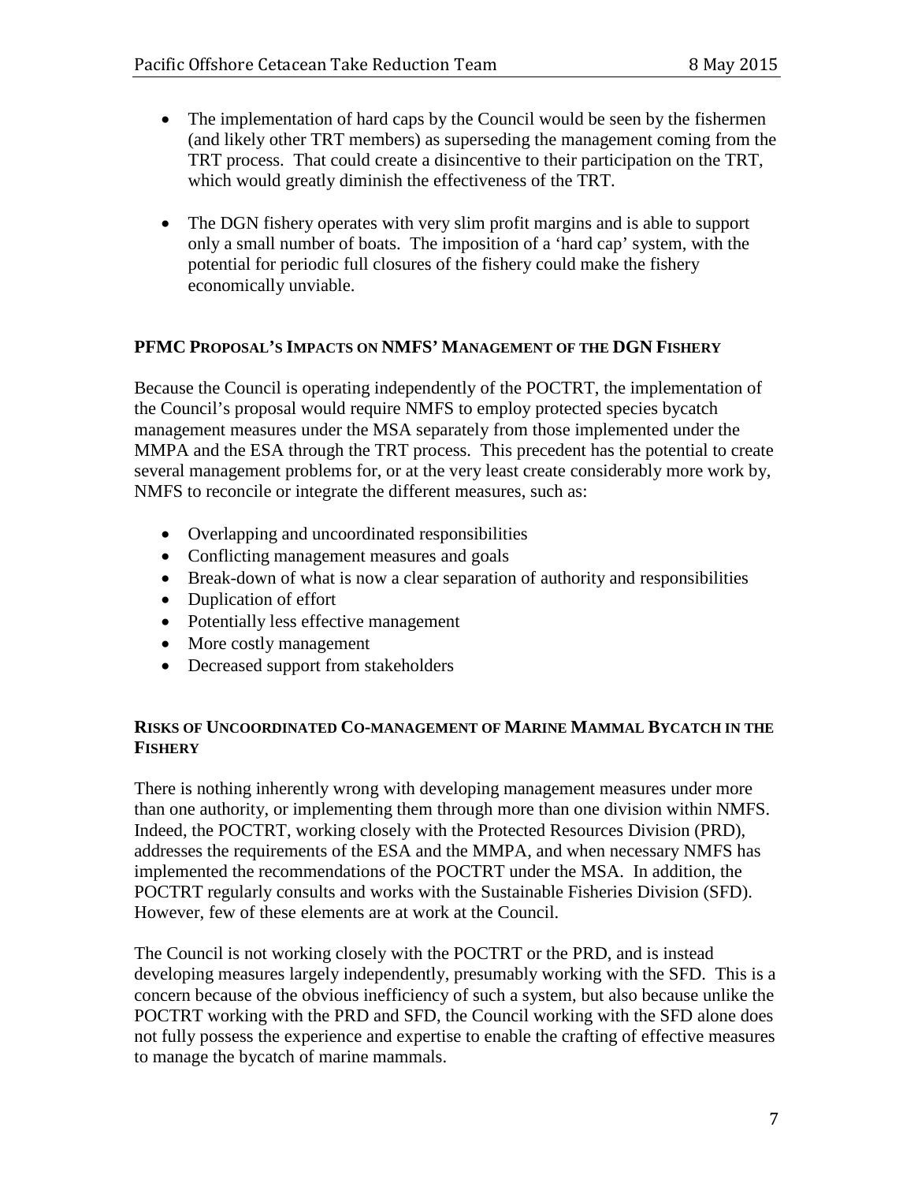- The implementation of hard caps by the Council would be seen by the fishermen (and likely other TRT members) as superseding the management coming from the TRT process. That could create a disincentive to their participation on the TRT, which would greatly diminish the effectiveness of the TRT.

- The DGN fishery operates with very slim profit margins and is able to support only a small number of boats. The imposition of a 'hard cap' system, with the potential for periodic full closures of the fishery could make the fishery economically unviable.

## PFMC PROPOSAL'S IMPACTS ON NMFS' MANAGEMENT OF THE DGN FISHERY

Because the Council is operating independently of the POCTRT, the implementation of the Council's proposal would require NMFS to employ protected species bycatch management measures under the MSA separately from those implemented under the MMPA and the ESA through the TRT process. This precedent has the potential to create several management problems for, or at the very least create considerably more work by, NMFS to reconcile or integrate the different measures, such as:

- Overlapping and uncoordinated responsibilities
- Conflicting management measures and goals
- Break-down of what is now a clear separation of authority and responsibilities
- Duplication of effort
- Potentially less effective management
- More costly management
- Decreased support from stakeholders

## RISKS OF UNCOORDINATED CO-MANAGEMENT OF MARINE MAMMAL BYCATCH IN THE FISHERY

There is nothing inherently wrong with developing management measures under more than one authority, or implementing them through more than one division within NMFS. Indeed, the POCTRT, working closely with the Protected Resources Division (PRD), addresses the requirements of the ESA and the MMPA, and when necessary NMFS has implemented the recommendations of the POCTRT under the MSA. In addition, the POCTRT regularly consults and works with the Sustainable Fisheries Division (SFD). However, few of these elements are at work at the Council.

The Council is not working closely with the POCTRT or the PRD, and is instead developing measures largely independently, presumably working with the SFD. This is a concern because of the obvious inefficiency of such a system, but also because unlike the POCTRT working with the PRD and SFD, the Council working with the SFD alone does not fully possess the experience and expertise to enable the crafting of effective measures to manage the bycatch of marine mammals.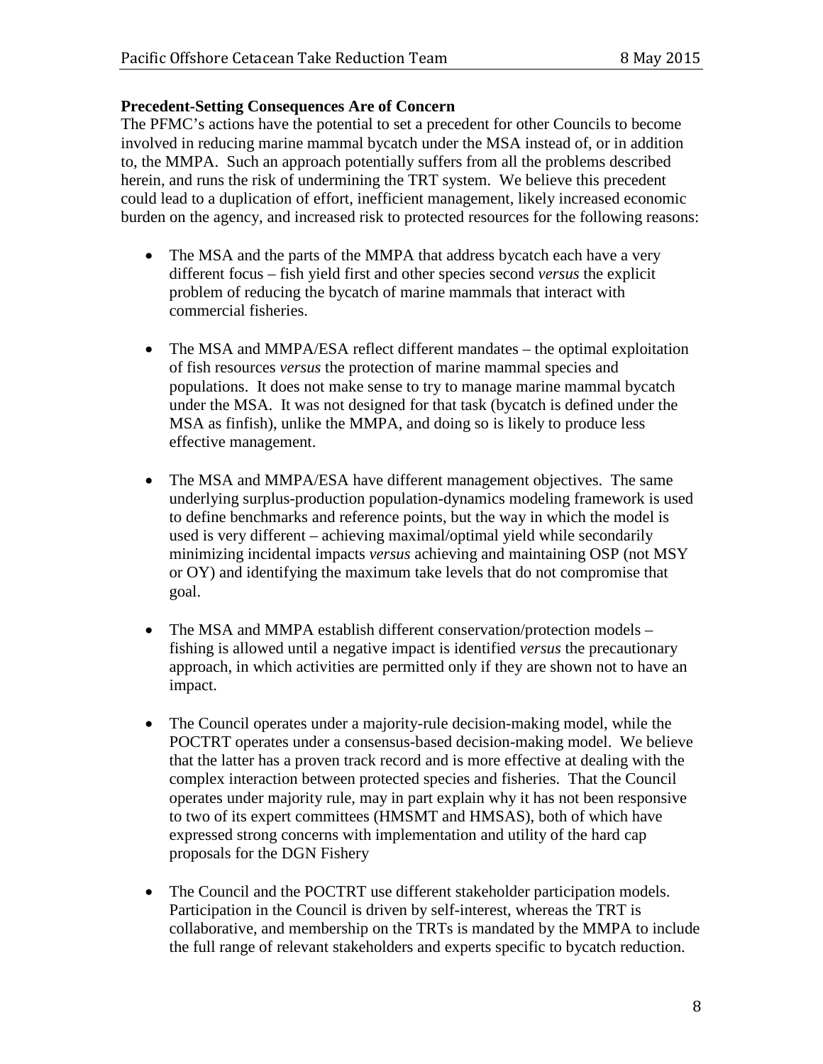**Precedent-Setting Consequences Are of Concern**

The PFMC's actions have the potential to set a precedent for other Councils to become involved in reducing marine mammal bycatch under the MSA instead of, or in addition to, the MMPA. Such an approach potentially suffers from all the problems described herein, and runs the risk of undermining the TRT system. We believe this precedent could lead to a duplication of effort, inefficient management, likely increased economic burden on the agency, and increased risk to protected resources for the following reasons:

- The MSA and the parts of the MMPA that address bycatch each have a very different focus – fish yield first and other species second *versus* the explicit problem of reducing the bycatch of marine mammals that interact with commercial fisheries.

- The MSA and MMPA/ESA reflect different mandates – the optimal exploitation of fish resources *versus* the protection of marine mammal species and populations. It does not make sense to try to manage marine mammal bycatch under the MSA. It was not designed for that task (bycatch is defined under the MSA as finfish), unlike the MMPA, and doing so is likely to produce less effective management.

- The MSA and MMPA/ESA have different management objectives. The same underlying surplus-production population-dynamics modeling framework is used to define benchmarks and reference points, but the way in which the model is used is very different – achieving maximal/optimal yield while secondarily minimizing incidental impacts *versus* achieving and maintaining OSP (not MSY or OY) and identifying the maximum take levels that do not compromise that goal.

- The MSA and MMPA establish different conservation/protection models – fishing is allowed until a negative impact is identified *versus* the precautionary approach, in which activities are permitted only if they are shown not to have an impact.

- The Council operates under a majority-rule decision-making model, while the POCTRT operates under a consensus-based decision-making model. We believe that the latter has a proven track record and is more effective at dealing with the complex interaction between protected species and fisheries. That the Council operates under majority rule, may in part explain why it has not been responsive to two of its expert committees (HMSMT and HMSAS), both of which have expressed strong concerns with implementation and utility of the hard cap proposals for the DGN Fishery

- The Council and the POCTRT use different stakeholder participation models. Participation in the Council is driven by self-interest, whereas the TRT is collaborative, and membership on the TRTs is mandated by the MMPA to include the full range of relevant stakeholders and experts specific to bycatch reduction.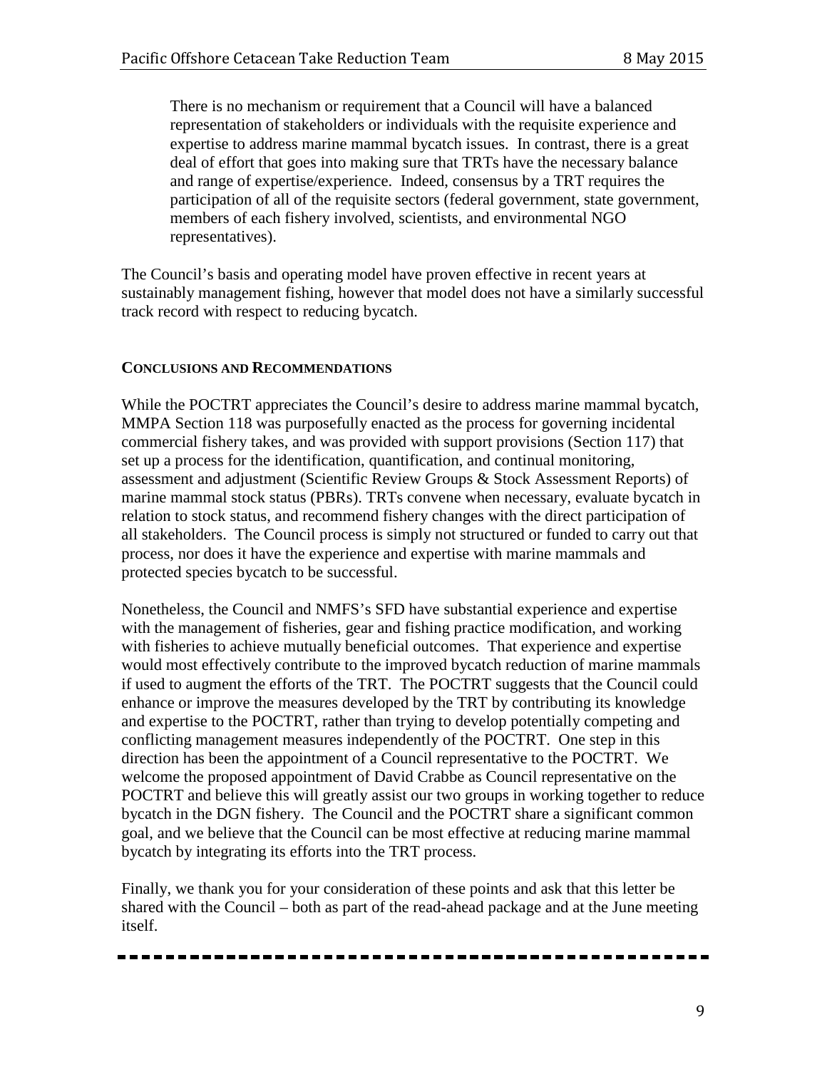> There is no mechanism or requirement that a Council will have a balanced representation of stakeholders or individuals with the requisite experience and expertise to address marine mammal bycatch issues. In contrast, there is a great deal of effort that goes into making sure that TRTs have the necessary balance and range of expertise/experience. Indeed, consensus by a TRT requires the participation of all of the requisite sectors (federal government, state government, members of each fishery involved, scientists, and environmental NGO representatives).

The Council's basis and operating model have proven effective in recent years at sustainably management fishing, however that model does not have a similarly successful track record with respect to reducing bycatch.

**CONCLUSIONS AND RECOMMENDATIONS**

While the POCTRT appreciates the Council's desire to address marine mammal bycatch, MMPA Section 118 was purposefully enacted as the process for governing incidental commercial fishery takes, and was provided with support provisions (Section 117) that set up a process for the identification, quantification, and continual monitoring, assessment and adjustment (Scientific Review Groups & Stock Assessment Reports) of marine mammal stock status (PBRs). TRTs convene when necessary, evaluate bycatch in relation to stock status, and recommend fishery changes with the direct participation of all stakeholders. The Council process is simply not structured or funded to carry out that process, nor does it have the experience and expertise with marine mammals and protected species bycatch to be successful.

Nonetheless, the Council and NMFS's SFD have substantial experience and expertise with the management of fisheries, gear and fishing practice modification, and working with fisheries to achieve mutually beneficial outcomes. That experience and expertise would most effectively contribute to the improved bycatch reduction of marine mammals if used to augment the efforts of the TRT. The POCTRT suggests that the Council could enhance or improve the measures developed by the TRT by contributing its knowledge and expertise to the POCTRT, rather than trying to develop potentially competing and conflicting management measures independently of the POCTRT. One step in this direction has been the appointment of a Council representative to the POCTRT. We welcome the proposed appointment of David Crabbe as Council representative on the POCTRT and believe this will greatly assist our two groups in working together to reduce bycatch in the DGN fishery. The Council and the POCTRT share a significant common goal, and we believe that the Council can be most effective at reducing marine mammal bycatch by integrating its efforts into the TRT process.

Finally, we thank you for your consideration of these points and ask that this letter be shared with the Council – both as part of the read-ahead package and at the June meeting itself.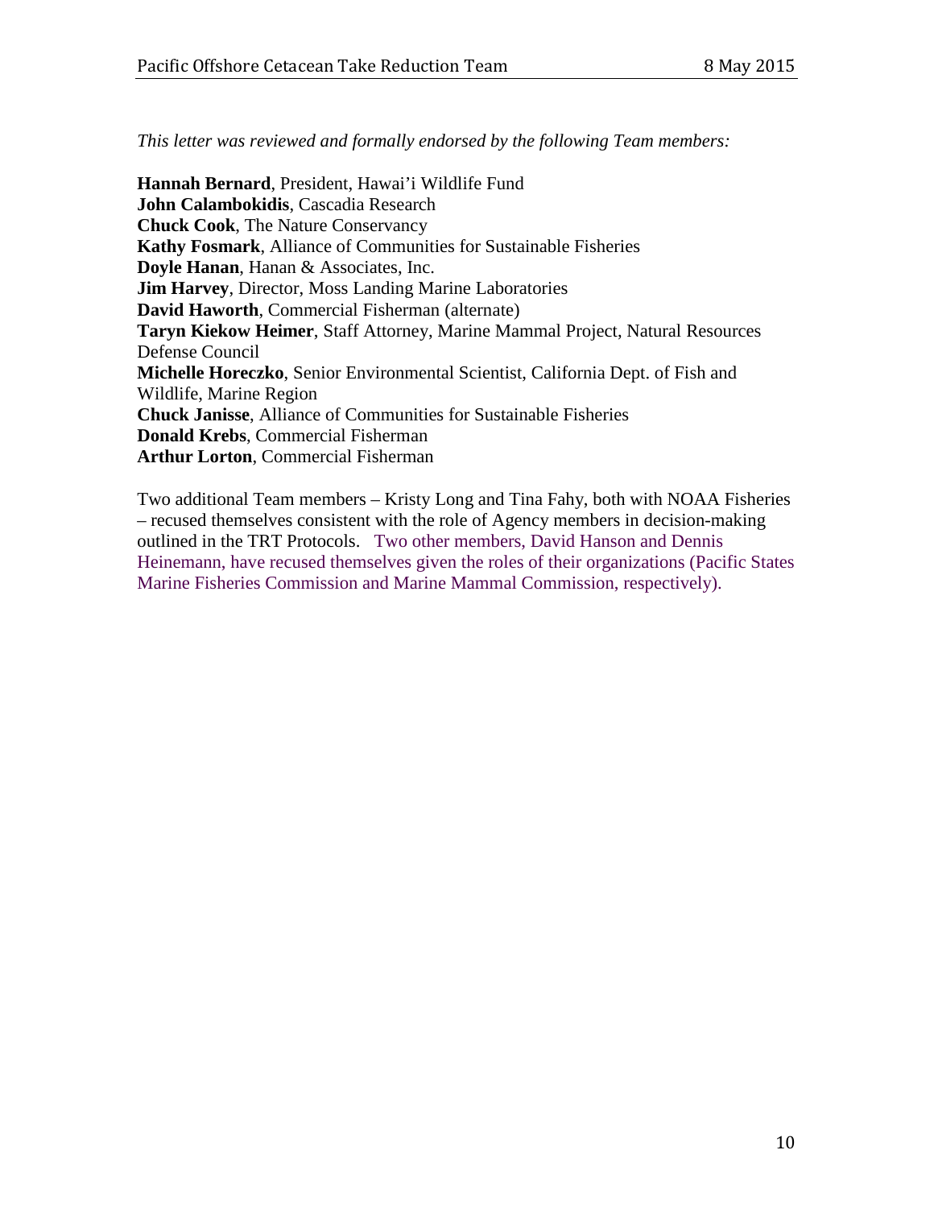*This letter was reviewed and formally endorsed by the following Team members:*

**Hannah Bernard**, President, Hawai'i Wildlife Fund  
**John Calambokidis**, Cascadia Research  
**Chuck Cook**, The Nature Conservancy  
**Kathy Fosmark**, Alliance of Communities for Sustainable Fisheries  
**Doyle Hanan**, Hanan & Associates, Inc.  
**Jim Harvey**, Director, Moss Landing Marine Laboratories  
**David Haworth**, Commercial Fisherman (alternate)  
**Taryn Kiekow Heimer**, Staff Attorney, Marine Mammal Project, Natural Resources Defense Council  
**Michelle Horeczko**, Senior Environmental Scientist, California Dept. of Fish and Wildlife, Marine Region  
**Chuck Janisse**, Alliance of Communities for Sustainable Fisheries  
**Donald Krebs**, Commercial Fisherman  
**Arthur Lorton**, Commercial Fisherman

Two additional Team members – Kristy Long and Tina Fahy, both with NOAA Fisheries – recused themselves consistent with the role of Agency members in decision-making outlined in the TRT Protocols. Two other members, David Hanson and Dennis Heinemann, have recused themselves given the roles of their organizations (Pacific States Marine Fisheries Commission and Marine Mammal Commission, respectively).